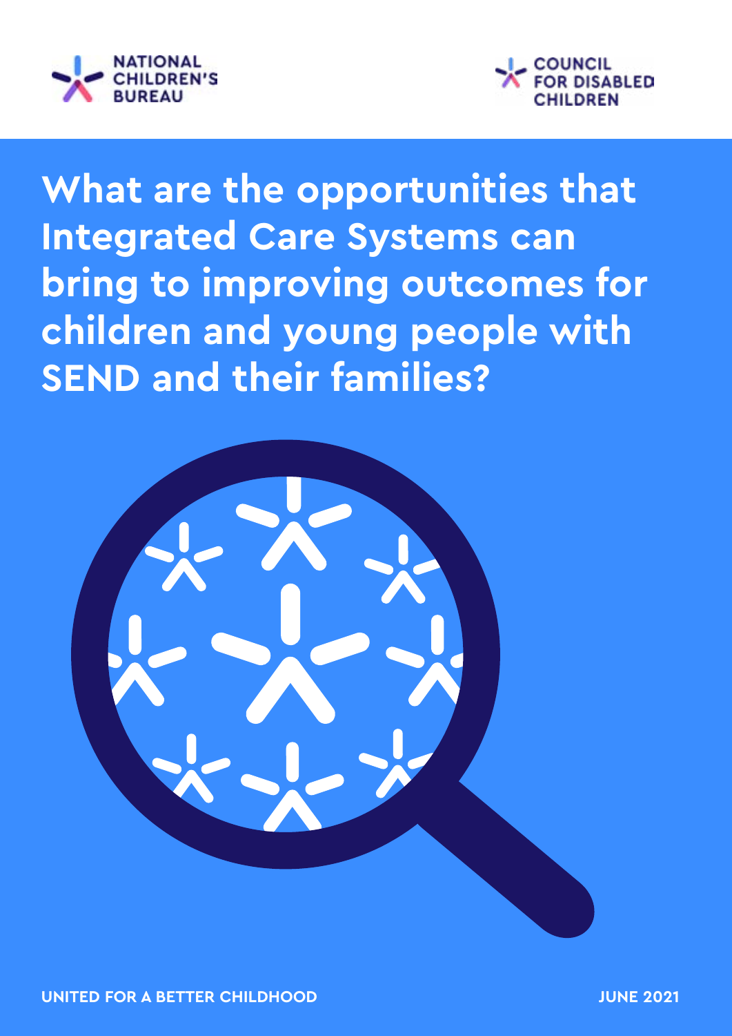NATIONAL CHILDREN'S BUREAU

COUNCIL FOR DISABLED CHILDREN

# What are the opportunities that Integrated Care Systems can bring to improving outcomes for children and young people with SEND and their families?

**UNITED FOR A BETTER CHILDHOOD**

**JUNE 2021**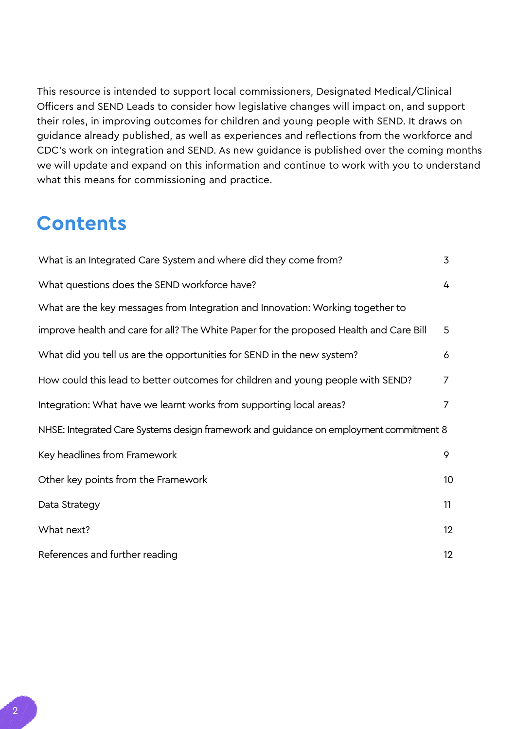This resource is intended to support local commissioners, Designated Medical/Clinical Officers and SEND Leads to consider how legislative changes will impact on, and support their roles, in improving outcomes for children and young people with SEND. It draws on guidance already published, as well as experiences and reflections from the workforce and CDC's work on integration and SEND. As new guidance is published over the coming months we will update and expand on this information and continue to work with you to understand what this means for commissioning and practice.

## Contents

| | |
|---|---|
| What is an Integrated Care System and where did they come from? | 3 |
| What questions does the SEND workforce have? | 4 |
| What are the key messages from Integration and Innovation: Working together to improve health and care for all? The White Paper for the proposed Health and Care Bill | 5 |
| What did you tell us are the opportunities for SEND in the new system? | 6 |
| How could this lead to better outcomes for children and young people with SEND? | 7 |
| Integration: What have we learnt works from supporting local areas? | 7 |
| NHSE: Integrated Care Systems design framework and guidance on employment commitment | 8 |
| Key headlines from Framework | 9 |
| Other key points from the Framework | 10 |
| Data Strategy | 11 |
| What next? | 12 |
| References and further reading | 12 |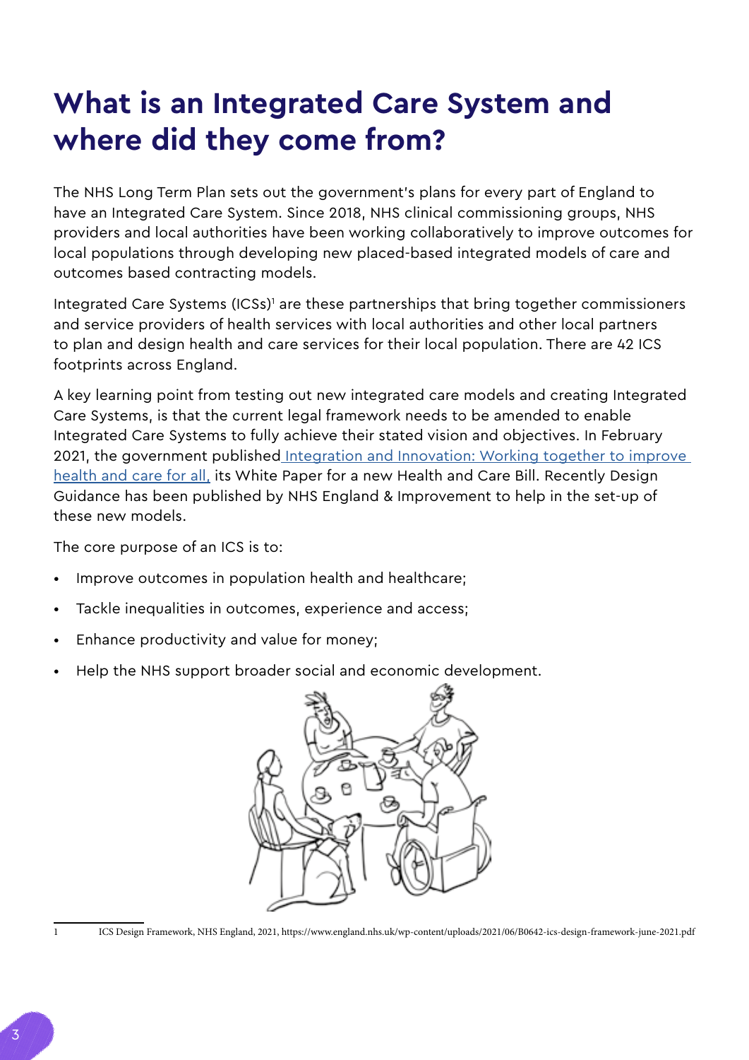# What is an Integrated Care System and where did they come from?

The NHS Long Term Plan sets out the government's plans for every part of England to have an Integrated Care System. Since 2018, NHS clinical commissioning groups, NHS providers and local authorities have been working collaboratively to improve outcomes for local populations through developing new placed-based integrated models of care and outcomes based contracting models.

Integrated Care Systems (ICSs)[1] are these partnerships that bring together commissioners and service providers of health services with local authorities and other local partners to plan and design health and care services for their local population. There are 42 ICS footprints across England.

A key learning point from testing out new integrated care models and creating Integrated Care Systems, is that the current legal framework needs to be amended to enable Integrated Care Systems to fully achieve their stated vision and objectives. In February 2021, the government published Integration and Innovation: Working together to improve health and care for all, its White Paper for a new Health and Care Bill. Recently Design Guidance has been published by NHS England & Improvement to help in the set-up of these new models.

The core purpose of an ICS is to:

- Improve outcomes in population health and healthcare;
- Tackle inequalities in outcomes, experience and access;
- Enhance productivity and value for money;
- Help the NHS support broader social and economic development.

1 ICS Design Framework, NHS England, 2021, https://www.england.nhs.uk/wp-content/uploads/2021/06/B0642-ics-design-framework-june-2021.pdf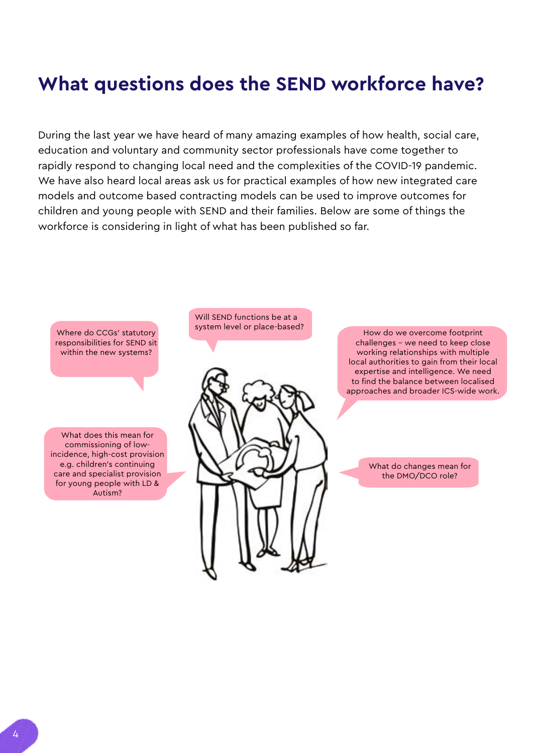# What questions does the SEND workforce have?

During the last year we have heard of many amazing examples of how health, social care, education and voluntary and community sector professionals have come together to rapidly respond to changing local need and the complexities of the COVID-19 pandemic. We have also heard local areas ask us for practical examples of how new integrated care models and outcome based contracting models can be used to improve outcomes for children and young people with SEND and their families. Below are some of things the workforce is considering in light of what has been published so far.

- Where do CCGs' statutory responsibilities for SEND sit within the new systems?
- Will SEND functions be at a system level or place-based?
- How do we overcome footprint challenges – we need to keep close working relationships with multiple local authorities to gain from their local expertise and intelligence. We need to find the balance between localised approaches and broader ICS-wide work.
- What does this mean for commissioning of low-incidence, high-cost provision e.g. children's continuing care and specialist provision for young people with LD & Autism?
- What do changes mean for the DMO/DCO role?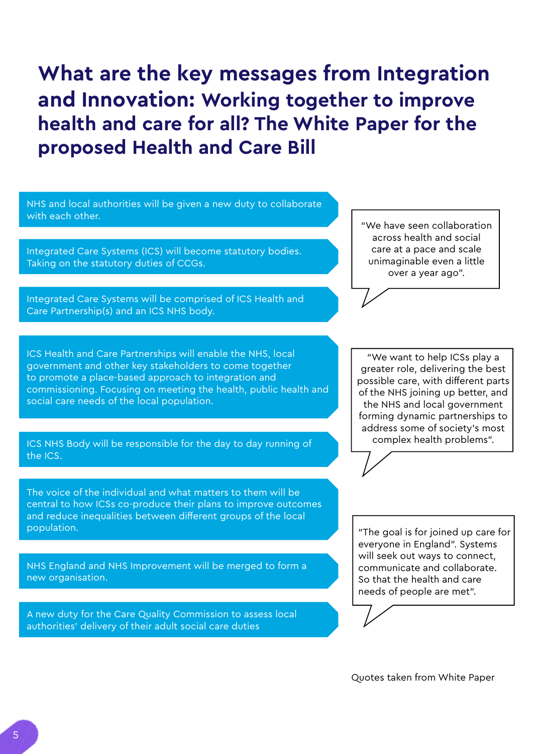# What are the key messages from Integration and Innovation: Working together to improve health and care for all? The White Paper for the proposed Health and Care Bill

- NHS and local authorities will be given a new duty to collaborate with each other.

- Integrated Care Systems (ICS) will become statutory bodies. Taking on the statutory duties of CCGs.

- Integrated Care Systems will be comprised of ICS Health and Care Partnership(s) and an ICS NHS body.

- ICS Health and Care Partnerships will enable the NHS, local government and other key stakeholders to come together to promote a place-based approach to integration and commissioning. Focusing on meeting the health, public health and social care needs of the local population.

- ICS NHS Body will be responsible for the day to day running of the ICS.

- The voice of the individual and what matters to them will be central to how ICSs co-produce their plans to improve outcomes and reduce inequalities between different groups of the local population.

- NHS England and NHS Improvement will be merged to form a new organisation.

- A new duty for the Care Quality Commission to assess local authorities' delivery of their adult social care duties

> "We have seen collaboration across health and social care at a pace and scale unimaginable even a little over a year ago".

> "We want to help ICSs play a greater role, delivering the best possible care, with different parts of the NHS joining up better, and the NHS and local government forming dynamic partnerships to address some of society's most complex health problems".

> "The goal is for joined up care for everyone in England". Systems will seek out ways to connect, communicate and collaborate. So that the health and care needs of people are met".

Quotes taken from White Paper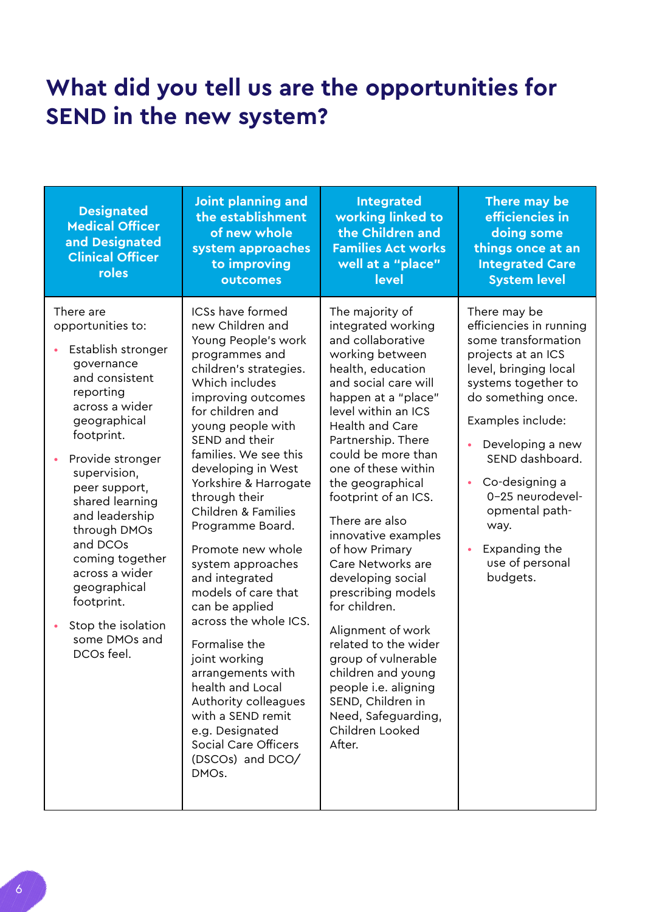# What did you tell us are the opportunities for SEND in the new system?

| Designated Medical Officer and Designated Clinical Officer roles | Joint planning and the establishment of new whole system approaches to improving outcomes | Integrated working linked to the Children and Families Act works well at a "place" level | There may be efficiencies in doing some things once at an Integrated Care System level |
|---|---|---|---|
| There are opportunities to:<br><br>• Establish stronger governance and consistent reporting across a wider geographical footprint.<br><br>• Provide stronger supervision, peer support, shared learning and leadership through DMOs and DCOs coming together across a wider geographical footprint.<br><br>• Stop the isolation some DMOs and DCOs feel. | ICSs have formed new Children and Young People's work programmes and children's strategies. Which includes improving outcomes for children and young people with SEND and their families. We see this developing in West Yorkshire & Harrogate through their Children & Families Programme Board.<br><br>Promote new whole system approaches and integrated models of care that can be applied across the whole ICS.<br><br>Formalise the joint working arrangements with health and Local Authority colleagues with a SEND remit e.g. Designated Social Care Officers (DSCOs) and DCO/DMOs. | The majority of integrated working and collaborative working between health, education and social care will happen at a "place" level within an ICS Health and Care Partnership. There could be more than one of these within the geographical footprint of an ICS.<br><br>There are also innovative examples of how Primary Care Networks are developing social prescribing models for children.<br><br>Alignment of work related to the wider group of vulnerable children and young people i.e. aligning SEND, Children in Need, Safeguarding, Children Looked After. | There may be efficiencies in running some transformation projects at an ICS level, bringing local systems together to do something once.<br><br>Examples include:<br><br>• Developing a new SEND dashboard.<br><br>• Co-designing a 0-25 neurodevelopmental pathway.<br><br>• Expanding the use of personal budgets. |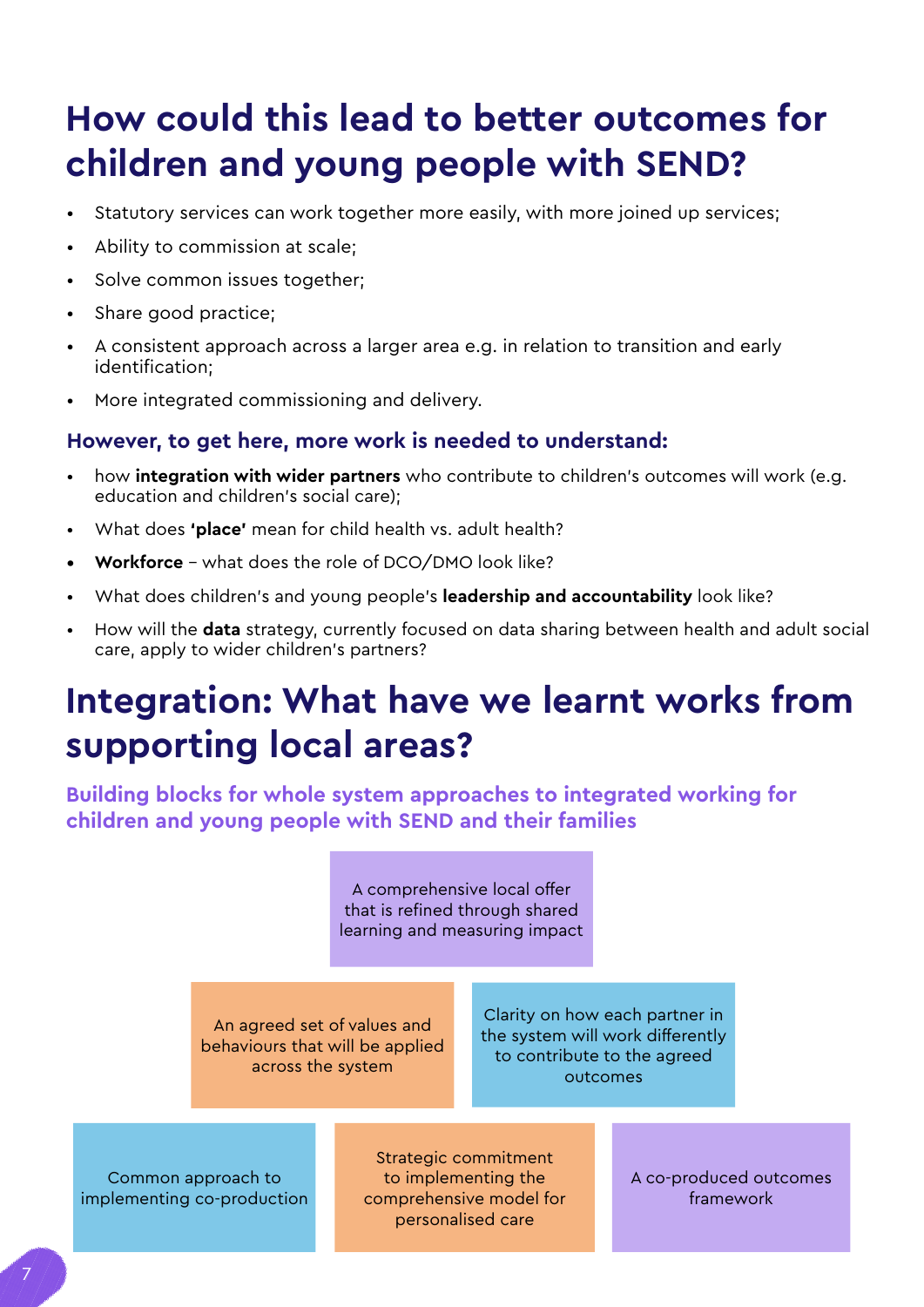# How could this lead to better outcomes for children and young people with SEND?

- Statutory services can work together more easily, with more joined up services;
- Ability to commission at scale;
- Solve common issues together;
- Share good practice;
- A consistent approach across a larger area e.g. in relation to transition and early identification;
- More integrated commissioning and delivery.

### However, to get here, more work is needed to understand:

- how **integration with wider partners** who contribute to children's outcomes will work (e.g. education and children's social care);
- What does **'place'** mean for child health vs. adult health?
- **Workforce** – what does the role of DCO/DMO look like?
- What does children's and young people's **leadership and accountability** look like?
- How will the **data** strategy, currently focused on data sharing between health and adult social care, apply to wider children's partners?

# Integration: What have we learnt works from supporting local areas?

### Building blocks for whole system approaches to integrated working for children and young people with SEND and their families

A comprehensive local offer that is refined through shared learning and measuring impact

An agreed set of values and behaviours that will be applied across the system

Clarity on how each partner in the system will work differently to contribute to the agreed outcomes

Common approach to implementing co-production

Strategic commitment to implementing the comprehensive model for personalised care

A co-produced outcomes framework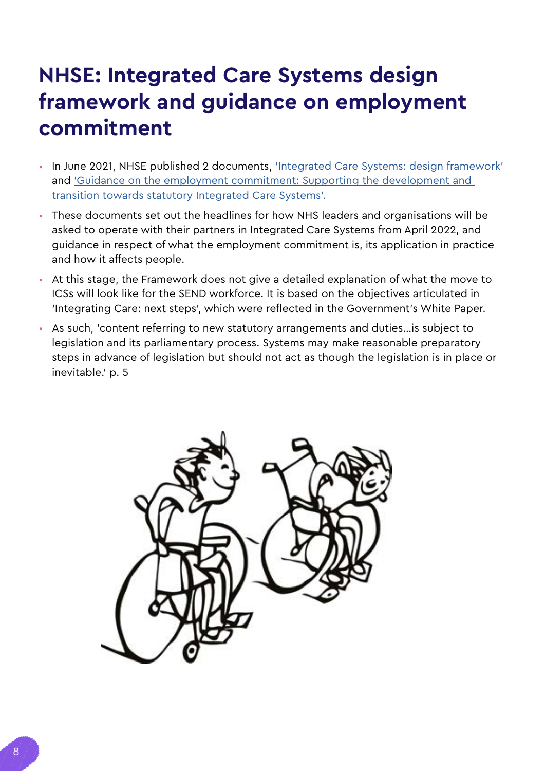# NHSE: Integrated Care Systems design framework and guidance on employment commitment

- In June 2021, NHSE published 2 documents, ['Integrated Care Systems: design framework'] and ['Guidance on the employment commitment: Supporting the development and transition towards statutory Integrated Care Systems'.]
- These documents set out the headlines for how NHS leaders and organisations will be asked to operate with their partners in Integrated Care Systems from April 2022, and guidance in respect of what the employment commitment is, its application in practice and how it affects people.
- At this stage, the Framework does not give a detailed explanation of what the move to ICSs will look like for the SEND workforce. It is based on the objectives articulated in 'Integrating Care: next steps', which were reflected in the Government's White Paper.
- As such, 'content referring to new statutory arrangements and duties…is subject to legislation and its parliamentary process. Systems may make reasonable preparatory steps in advance of legislation but should not act as though the legislation is in place or inevitable.' p. 5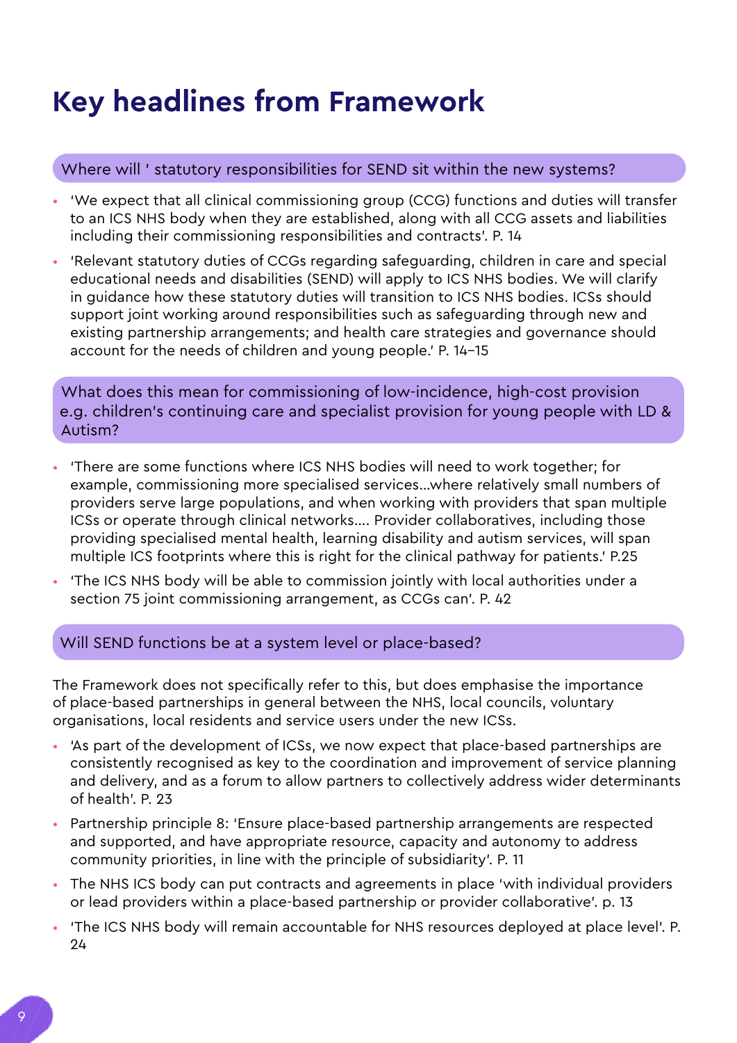# Key headlines from Framework

### Where will ' statutory responsibilities for SEND sit within the new systems?

- 'We expect that all clinical commissioning group (CCG) functions and duties will transfer to an ICS NHS body when they are established, along with all CCG assets and liabilities including their commissioning responsibilities and contracts'. P. 14
- 'Relevant statutory duties of CCGs regarding safeguarding, children in care and special educational needs and disabilities (SEND) will apply to ICS NHS bodies. We will clarify in guidance how these statutory duties will transition to ICS NHS bodies. ICSs should support joint working around responsibilities such as safeguarding through new and existing partnership arrangements; and health care strategies and governance should account for the needs of children and young people.' P. 14–15

### What does this mean for commissioning of low-incidence, high-cost provision e.g. children's continuing care and specialist provision for young people with LD & Autism?

- 'There are some functions where ICS NHS bodies will need to work together; for example, commissioning more specialised services...where relatively small numbers of providers serve large populations, and when working with providers that span multiple ICSs or operate through clinical networks.... Provider collaboratives, including those providing specialised mental health, learning disability and autism services, will span multiple ICS footprints where this is right for the clinical pathway for patients.' P.25
- 'The ICS NHS body will be able to commission jointly with local authorities under a section 75 joint commissioning arrangement, as CCGs can'. P. 42

### Will SEND functions be at a system level or place-based?

The Framework does not specifically refer to this, but does emphasise the importance of place-based partnerships in general between the NHS, local councils, voluntary organisations, local residents and service users under the new ICSs.

- 'As part of the development of ICSs, we now expect that place-based partnerships are consistently recognised as key to the coordination and improvement of service planning and delivery, and as a forum to allow partners to collectively address wider determinants of health'. P. 23
- Partnership principle 8: 'Ensure place-based partnership arrangements are respected and supported, and have appropriate resource, capacity and autonomy to address community priorities, in line with the principle of subsidiarity'. P. 11
- The NHS ICS body can put contracts and agreements in place 'with individual providers or lead providers within a place-based partnership or provider collaborative'. p. 13
- 'The ICS NHS body will remain accountable for NHS resources deployed at place level'. P. 24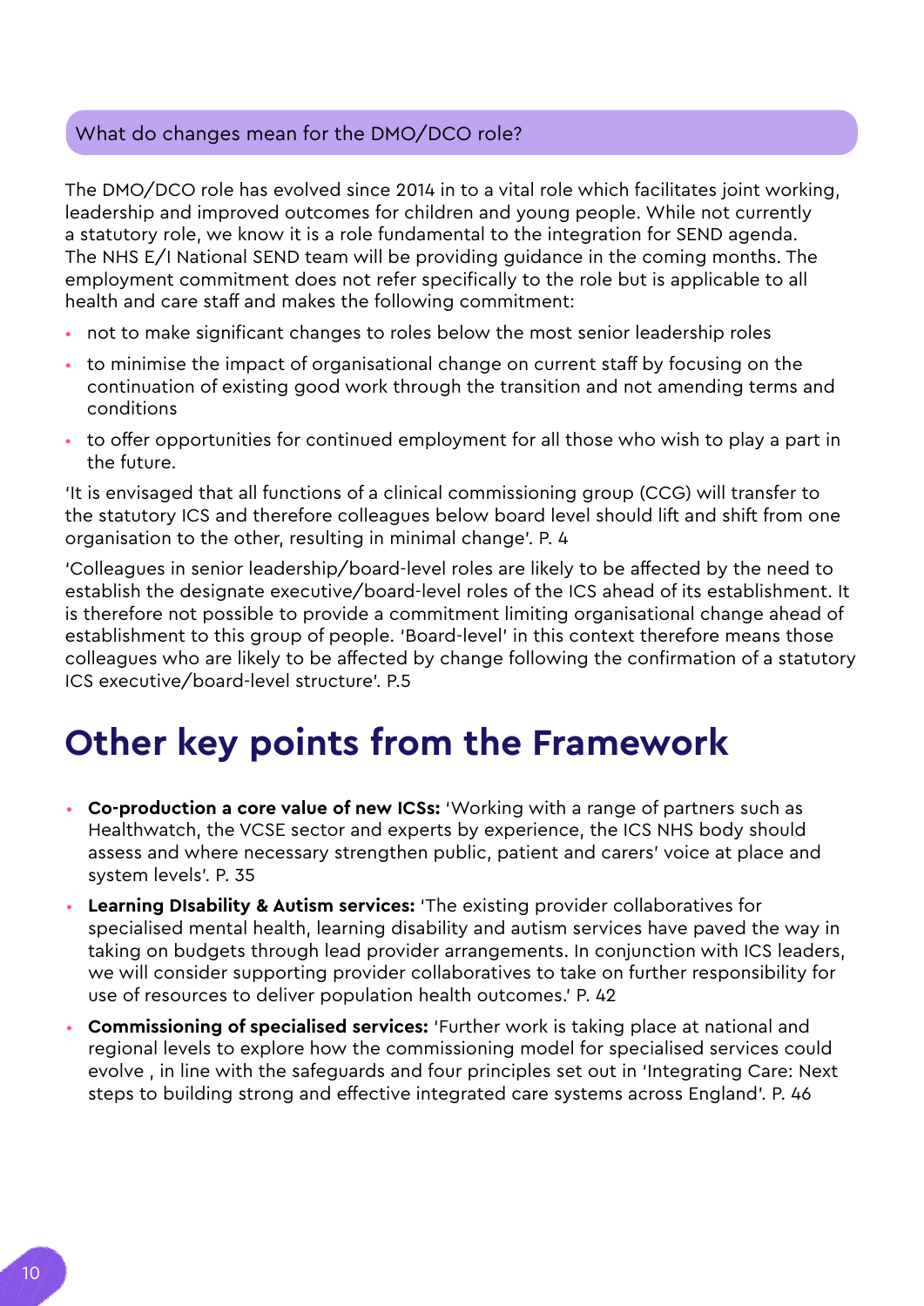## What do changes mean for the DMO/DCO role?

The DMO/DCO role has evolved since 2014 in to a vital role which facilitates joint working, leadership and improved outcomes for children and young people. While not currently a statutory role, we know it is a role fundamental to the integration for SEND agenda. The NHS E/I National SEND team will be providing guidance in the coming months. The employment commitment does not refer specifically to the role but is applicable to all health and care staff and makes the following commitment:

- not to make significant changes to roles below the most senior leadership roles
- to minimise the impact of organisational change on current staff by focusing on the continuation of existing good work through the transition and not amending terms and conditions
- to offer opportunities for continued employment for all those who wish to play a part in the future.

'It is envisaged that all functions of a clinical commissioning group (CCG) will transfer to the statutory ICS and therefore colleagues below board level should lift and shift from one organisation to the other, resulting in minimal change'. P. 4

'Colleagues in senior leadership/board-level roles are likely to be affected by the need to establish the designate executive/board-level roles of the ICS ahead of its establishment. It is therefore not possible to provide a commitment limiting organisational change ahead of establishment to this group of people. 'Board-level' in this context therefore means those colleagues who are likely to be affected by change following the confirmation of a statutory ICS executive/board-level structure'. P.5

# Other key points from the Framework

- **Co-production a core value of new ICSs:** 'Working with a range of partners such as Healthwatch, the VCSE sector and experts by experience, the ICS NHS body should assess and where necessary strengthen public, patient and carers' voice at place and system levels'. P. 35
- **Learning DIsability & Autism services:** 'The existing provider collaboratives for specialised mental health, learning disability and autism services have paved the way in taking on budgets through lead provider arrangements. In conjunction with ICS leaders, we will consider supporting provider collaboratives to take on further responsibility for use of resources to deliver population health outcomes.' P. 42
- **Commissioning of specialised services:** 'Further work is taking place at national and regional levels to explore how the commissioning model for specialised services could evolve , in line with the safeguards and four principles set out in 'Integrating Care: Next steps to building strong and effective integrated care systems across England'. P. 46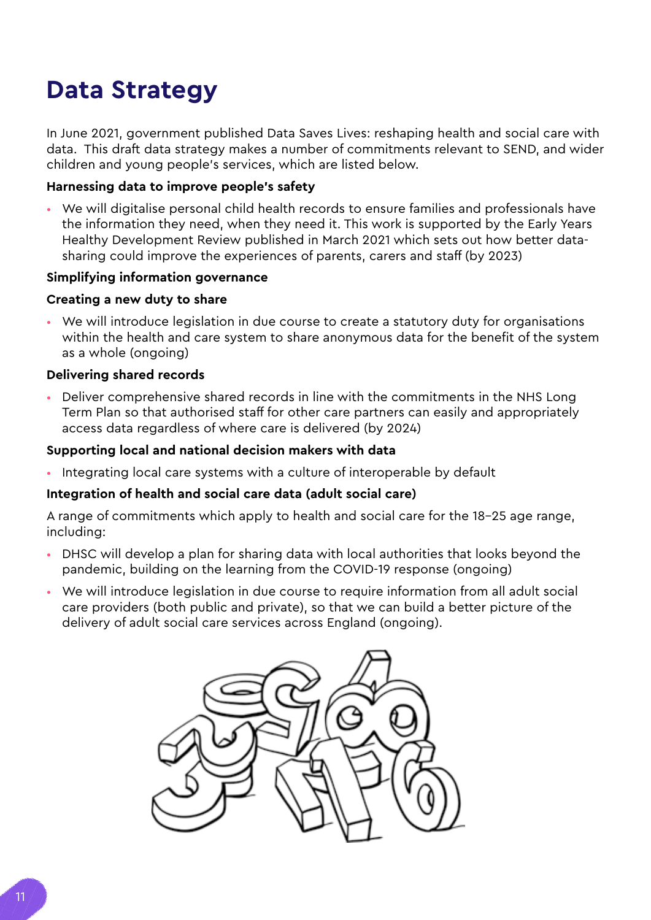# Data Strategy

In June 2021, government published Data Saves Lives: reshaping health and social care with data. This draft data strategy makes a number of commitments relevant to SEND, and wider children and young people's services, which are listed below.

**Harnessing data to improve people's safety**

- We will digitalise personal child health records to ensure families and professionals have the information they need, when they need it. This work is supported by the Early Years Healthy Development Review published in March 2021 which sets out how better data-sharing could improve the experiences of parents, carers and staff (by 2023)

**Simplifying information governance**

**Creating a new duty to share**

- We will introduce legislation in due course to create a statutory duty for organisations within the health and care system to share anonymous data for the benefit of the system as a whole (ongoing)

**Delivering shared records**

- Deliver comprehensive shared records in line with the commitments in the NHS Long Term Plan so that authorised staff for other care partners can easily and appropriately access data regardless of where care is delivered (by 2024)

**Supporting local and national decision makers with data**

- Integrating local care systems with a culture of interoperable by default

**Integration of health and social care data (adult social care)**

A range of commitments which apply to health and social care for the 18–25 age range, including:

- DHSC will develop a plan for sharing data with local authorities that looks beyond the pandemic, building on the learning from the COVID-19 response (ongoing)
- We will introduce legislation in due course to require information from all adult social care providers (both public and private), so that we can build a better picture of the delivery of adult social care services across England (ongoing).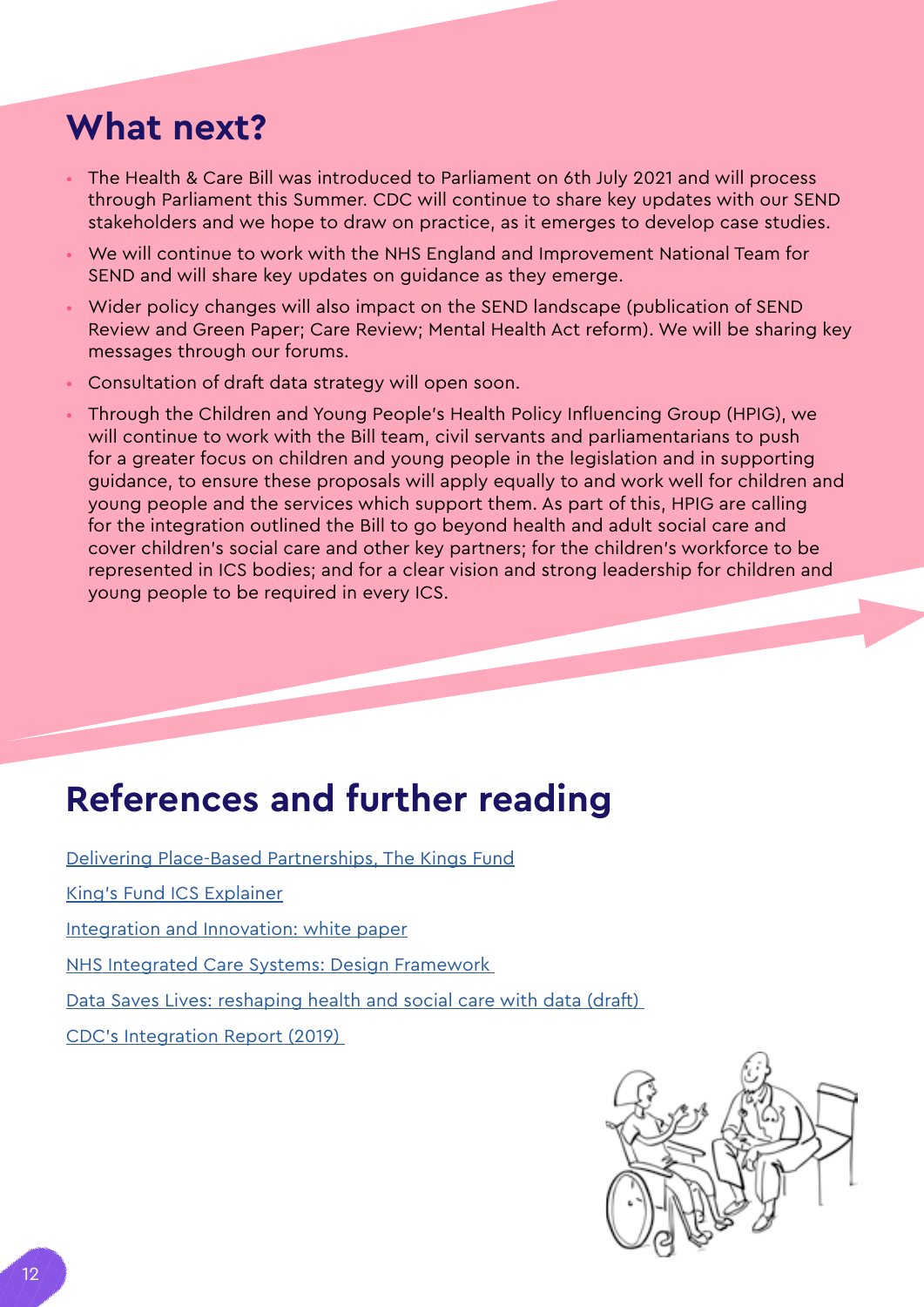## What next?

- The Health & Care Bill was introduced to Parliament on 6th July 2021 and will process through Parliament this Summer. CDC will continue to share key updates with our SEND stakeholders and we hope to draw on practice, as it emerges to develop case studies.
- We will continue to work with the NHS England and Improvement National Team for SEND and will share key updates on guidance as they emerge.
- Wider policy changes will also impact on the SEND landscape (publication of SEND Review and Green Paper; Care Review; Mental Health Act reform). We will be sharing key messages through our forums.
- Consultation of draft data strategy will open soon.
- Through the Children and Young People's Health Policy Influencing Group (HPIG), we will continue to work with the Bill team, civil servants and parliamentarians to push for a greater focus on children and young people in the legislation and in supporting guidance, to ensure these proposals will apply equally to and work well for children and young people and the services which support them. As part of this, HPIG are calling for the integration outlined the Bill to go beyond health and adult social care and cover children's social care and other key partners; for the children's workforce to be represented in ICS bodies; and for a clear vision and strong leadership for children and young people to be required in every ICS.

## References and further reading

Delivering Place-Based Partnerships, The Kings Fund

King's Fund ICS Explainer

Integration and Innovation: white paper

NHS Integrated Care Systems: Design Framework

Data Saves Lives: reshaping health and social care with data (draft)

CDC's Integration Report (2019)